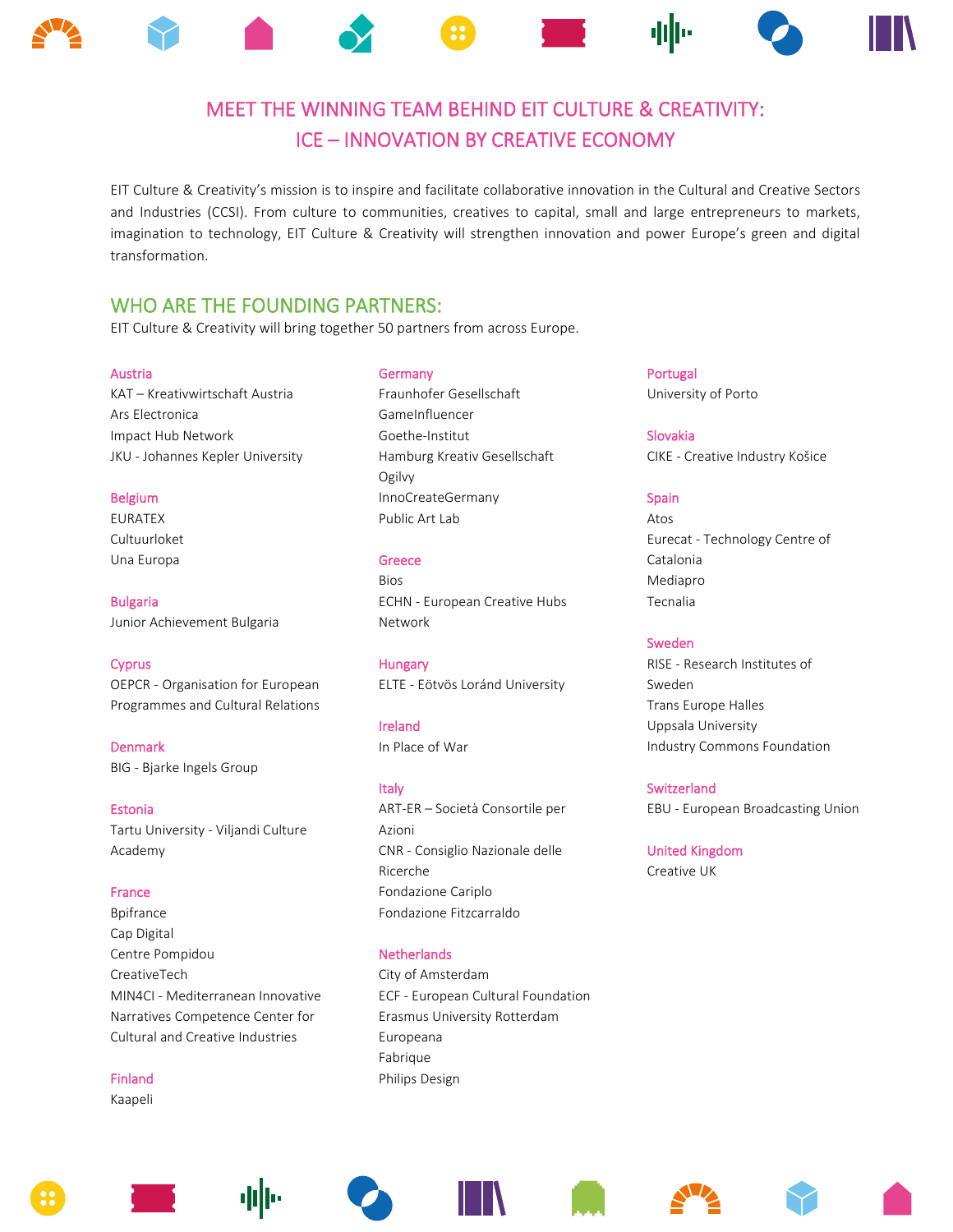# MEET THE WINNING TEAM BEHIND EIT CULTURE & CREATIVITY: ICE – INNOVATION BY CREATIVE ECONOMY

EIT Culture & Creativity's mission is to inspire and facilitate collaborative innovation in the Cultural and Creative Sectors and Industries (CCSI). From culture to communities, creatives to capital, small and large entrepreneurs to markets, imagination to technology, EIT Culture & Creativity will strengthen innovation and power Europe's green and digital transformation.

## WHO ARE THE FOUNDING PARTNERS:

EIT Culture & Creativity will bring together 50 partners from across Europe.

### Austria

KAT – Kreativwirtschaft Austria
Ars Electronica
Impact Hub Network
JKU - Johannes Kepler University

### Belgium

EURATEX
Cultuurloket
Una Europa

### Bulgaria

Junior Achievement Bulgaria

### Cyprus

OEPCR - Organisation for European Programmes and Cultural Relations

### Denmark

BIG - Bjarke Ingels Group

### Estonia

Tartu University - Viljandi Culture Academy

### France

Bpifrance
Cap Digital
Centre Pompidou
CreativeTech
MIN4CI - Mediterranean Innovative Narratives Competence Center for Cultural and Creative Industries

### Finland

Kaapeli

### Germany

Fraunhofer Gesellschaft
GameInfluencer
Goethe-Institut
Hamburg Kreativ Gesellschaft
Ogilvy
InnoCreateGermany
Public Art Lab

### Greece

Bios
ECHN - European Creative Hubs Network

### Hungary

ELTE - Eötvös Loránd University

### Ireland

In Place of War

### Italy

ART-ER – Società Consortile per Azioni
CNR - Consiglio Nazionale delle Ricerche
Fondazione Cariplo
Fondazione Fitzcarraldo

### Netherlands

City of Amsterdam
ECF - European Cultural Foundation
Erasmus University Rotterdam
Europeana
Fabrique
Philips Design

### Portugal

University of Porto

### Slovakia

CIKE - Creative Industry Košice

### Spain

Atos
Eurecat - Technology Centre of Catalonia
Mediapro
Tecnalia

### Sweden

RISE - Research Institutes of Sweden
Trans Europe Halles
Uppsala University
Industry Commons Foundation

### Switzerland

EBU - European Broadcasting Union

### United Kingdom

Creative UK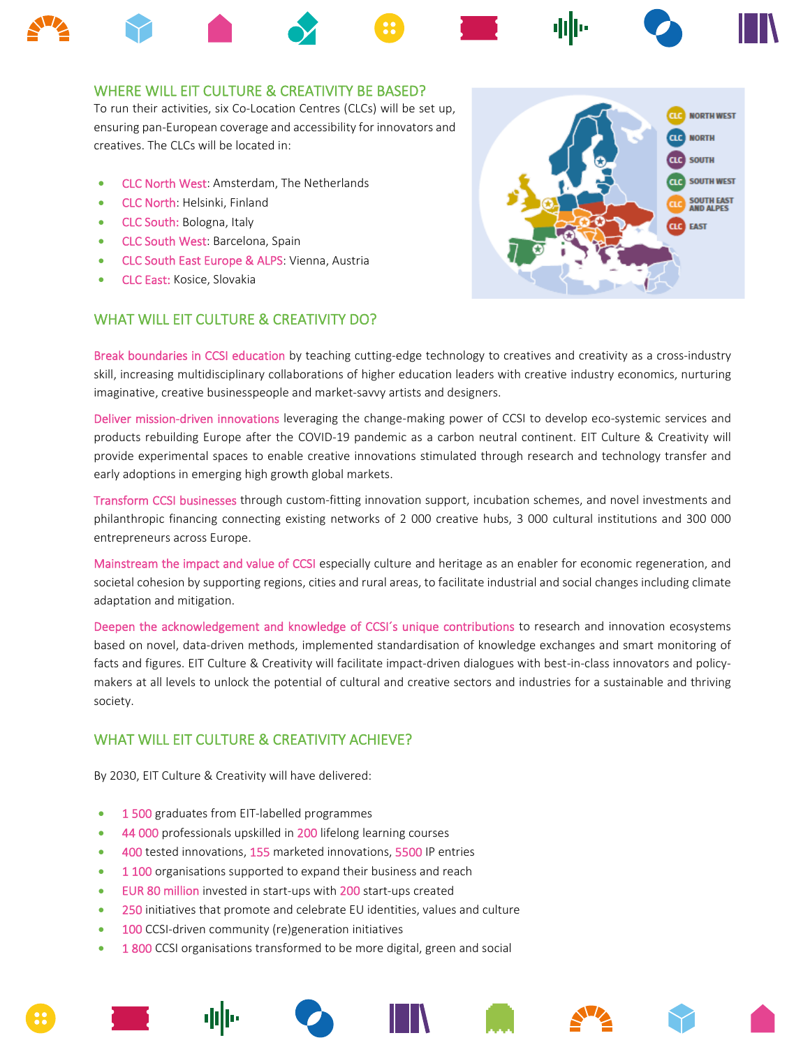## WHERE WILL EIT CULTURE & CREATIVITY BE BASED?

To run their activities, six Co-Location Centres (CLCs) will be set up, ensuring pan-European coverage and accessibility for innovators and creatives. The CLCs will be located in:

- CLC North West: Amsterdam, The Netherlands
- CLC North: Helsinki, Finland
- CLC South: Bologna, Italy
- CLC South West: Barcelona, Spain
- CLC South East Europe & ALPS: Vienna, Austria
- CLC East: Kosice, Slovakia

CLC NORTH WEST
CLC NORTH
CLC SOUTH
CLC SOUTH WEST
CLC SOUTH EAST AND ALPES
CLC EAST

## WHAT WILL EIT CULTURE & CREATIVITY DO?

Break boundaries in CCSI education by teaching cutting-edge technology to creatives and creativity as a cross-industry skill, increasing multidisciplinary collaborations of higher education leaders with creative industry economics, nurturing imaginative, creative businesspeople and market-savvy artists and designers.

Deliver mission-driven innovations leveraging the change-making power of CCSI to develop eco-systemic services and products rebuilding Europe after the COVID-19 pandemic as a carbon neutral continent. EIT Culture & Creativity will provide experimental spaces to enable creative innovations stimulated through research and technology transfer and early adoptions in emerging high growth global markets.

Transform CCSI businesses through custom-fitting innovation support, incubation schemes, and novel investments and philanthropic financing connecting existing networks of 2 000 creative hubs, 3 000 cultural institutions and 300 000 entrepreneurs across Europe.

Mainstream the impact and value of CCSI especially culture and heritage as an enabler for economic regeneration, and societal cohesion by supporting regions, cities and rural areas, to facilitate industrial and social changes including climate adaptation and mitigation.

Deepen the acknowledgement and knowledge of CCSI´s unique contributions to research and innovation ecosystems based on novel, data-driven methods, implemented standardisation of knowledge exchanges and smart monitoring of facts and figures. EIT Culture & Creativity will facilitate impact-driven dialogues with best-in-class innovators and policy-makers at all levels to unlock the potential of cultural and creative sectors and industries for a sustainable and thriving society.

## WHAT WILL EIT CULTURE & CREATIVITY ACHIEVE?

By 2030, EIT Culture & Creativity will have delivered:

- 1 500 graduates from EIT-labelled programmes
- 44 000 professionals upskilled in 200 lifelong learning courses
- 400 tested innovations, 155 marketed innovations, 5500 IP entries
- 1 100 organisations supported to expand their business and reach
- EUR 80 million invested in start-ups with 200 start-ups created
- 250 initiatives that promote and celebrate EU identities, values and culture
- 100 CCSI-driven community (re)generation initiatives
- 1 800 CCSI organisations transformed to be more digital, green and social